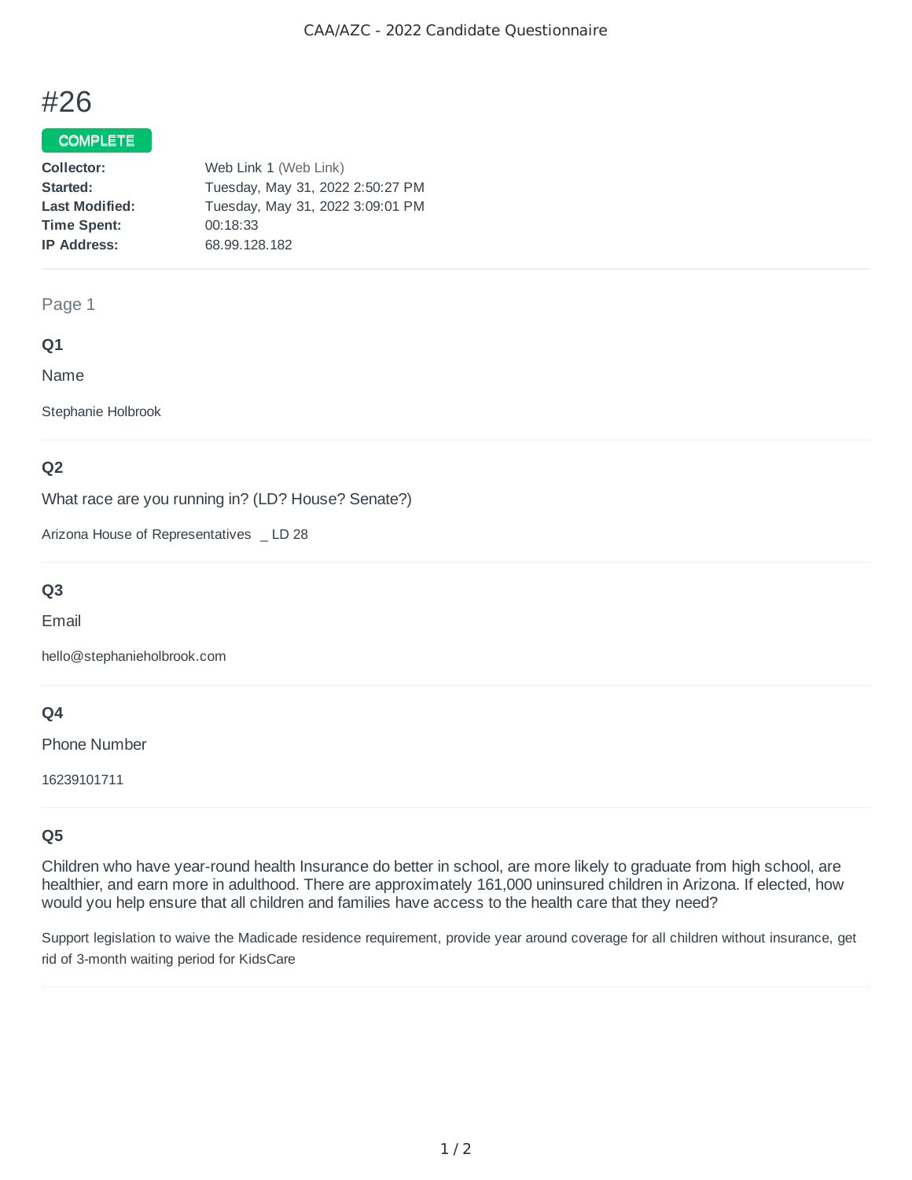CAA/AZC - 2022 Candidate Questionnaire

# #26

**COMPLETE**

**Collector:** Web Link 1 (Web Link)
**Started:** Tuesday, May 31, 2022 2:50:27 PM
**Last Modified:** Tuesday, May 31, 2022 3:09:01 PM
**Time Spent:** 00:18:33
**IP Address:** 68.99.128.182

---

Page 1

### Q1

Name

Stephanie Holbrook

### Q2

What race are you running in? (LD? House? Senate?)

Arizona House of Representatives  _ LD 28

### Q3

Email

hello@stephanieholbrook.com

### Q4

Phone Number

16239101711

### Q5

Children who have year-round health Insurance do better in school, are more likely to graduate from high school, are healthier, and earn more in adulthood. There are approximately 161,000 uninsured children in Arizona. If elected, how would you help ensure that all children and families have access to the health care that they need?

Support legislation to waive the Madicade residence requirement, provide year around coverage for all children without insurance, get rid of 3-month waiting period for KidsCare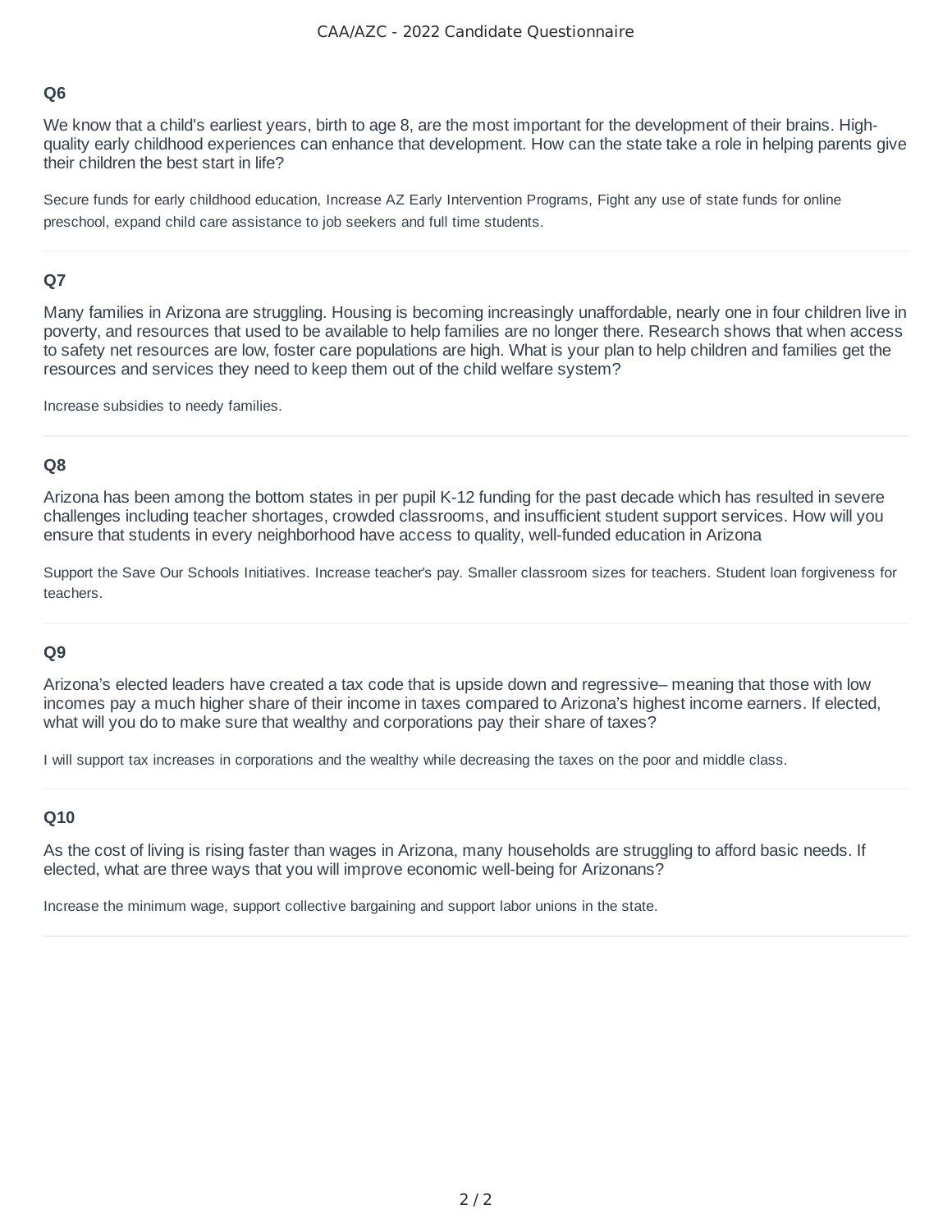### Q6

We know that a child's earliest years, birth to age 8, are the most important for the development of their brains. High-quality early childhood experiences can enhance that development. How can the state take a role in helping parents give their children the best start in life?

Secure funds for early childhood education, Increase AZ Early Intervention Programs, Fight any use of state funds for online preschool, expand child care assistance to job seekers and full time students.

---

### Q7

Many families in Arizona are struggling. Housing is becoming increasingly unaffordable, nearly one in four children live in poverty, and resources that used to be available to help families are no longer there. Research shows that when access to safety net resources are low, foster care populations are high. What is your plan to help children and families get the resources and services they need to keep them out of the child welfare system?

Increase subsidies to needy families.

---

### Q8

Arizona has been among the bottom states in per pupil K-12 funding for the past decade which has resulted in severe challenges including teacher shortages, crowded classrooms, and insufficient student support services. How will you ensure that students in every neighborhood have access to quality, well-funded education in Arizona

Support the Save Our Schools Initiatives. Increase teacher's pay. Smaller classroom sizes for teachers. Student loan forgiveness for teachers.

---

### Q9

Arizona's elected leaders have created a tax code that is upside down and regressive– meaning that those with low incomes pay a much higher share of their income in taxes compared to Arizona's highest income earners. If elected, what will you do to make sure that wealthy and corporations pay their share of taxes?

I will support tax increases in corporations and the wealthy while decreasing the taxes on the poor and middle class.

---

### Q10

As the cost of living is rising faster than wages in Arizona, many households are struggling to afford basic needs. If elected, what are three ways that you will improve economic well-being for Arizonans?

Increase the minimum wage, support collective bargaining and support labor unions in the state.

---